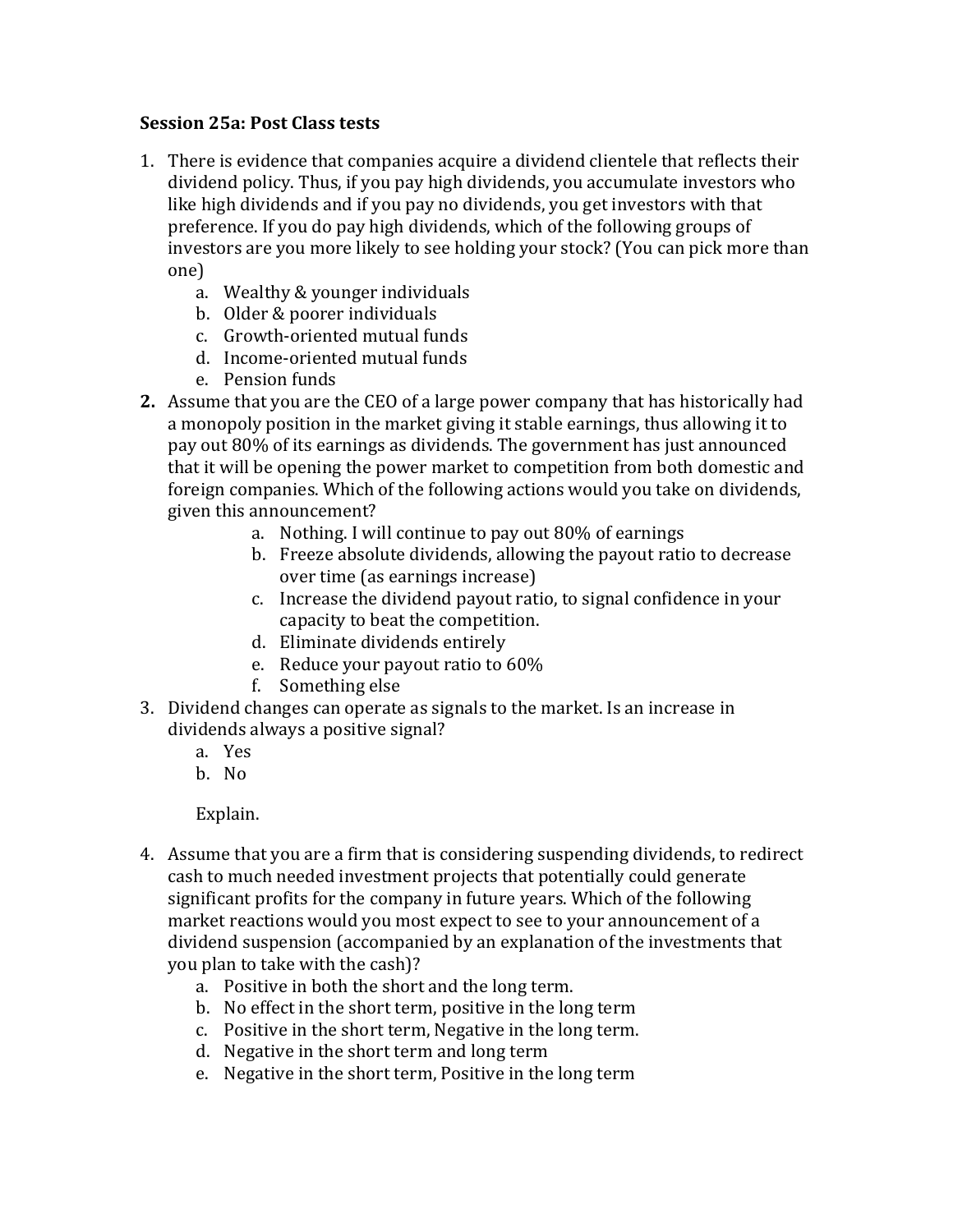**Session 25a: Post Class tests**

1. There is evidence that companies acquire a dividend clientele that reflects their dividend policy. Thus, if you pay high dividends, you accumulate investors who like high dividends and if you pay no dividends, you get investors with that preference. If you do pay high dividends, which of the following groups of investors are you more likely to see holding your stock? (You can pick more than one)
    a. Wealthy & younger individuals
    b. Older & poorer individuals
    c. Growth-oriented mutual funds
    d. Income-oriented mutual funds
    e. Pension funds
2. Assume that you are the CEO of a large power company that has historically had a monopoly position in the market giving it stable earnings, thus allowing it to pay out 80% of its earnings as dividends. The government has just announced that it will be opening the power market to competition from both domestic and foreign companies. Which of the following actions would you take on dividends, given this announcement?
    a. Nothing. I will continue to pay out 80% of earnings
    b. Freeze absolute dividends, allowing the payout ratio to decrease over time (as earnings increase)
    c. Increase the dividend payout ratio, to signal confidence in your capacity to beat the competition.
    d. Eliminate dividends entirely
    e. Reduce your payout ratio to 60%
    f. Something else
3. Dividend changes can operate as signals to the market. Is an increase in dividends always a positive signal?
    a. Yes
    b. No

    Explain.

4. Assume that you are a firm that is considering suspending dividends, to redirect cash to much needed investment projects that potentially could generate significant profits for the company in future years. Which of the following market reactions would you most expect to see to your announcement of a dividend suspension (accompanied by an explanation of the investments that you plan to take with the cash)?
    a. Positive in both the short and the long term.
    b. No effect in the short term, positive in the long term
    c. Positive in the short term, Negative in the long term.
    d. Negative in the short term and long term
    e. Negative in the short term, Positive in the long term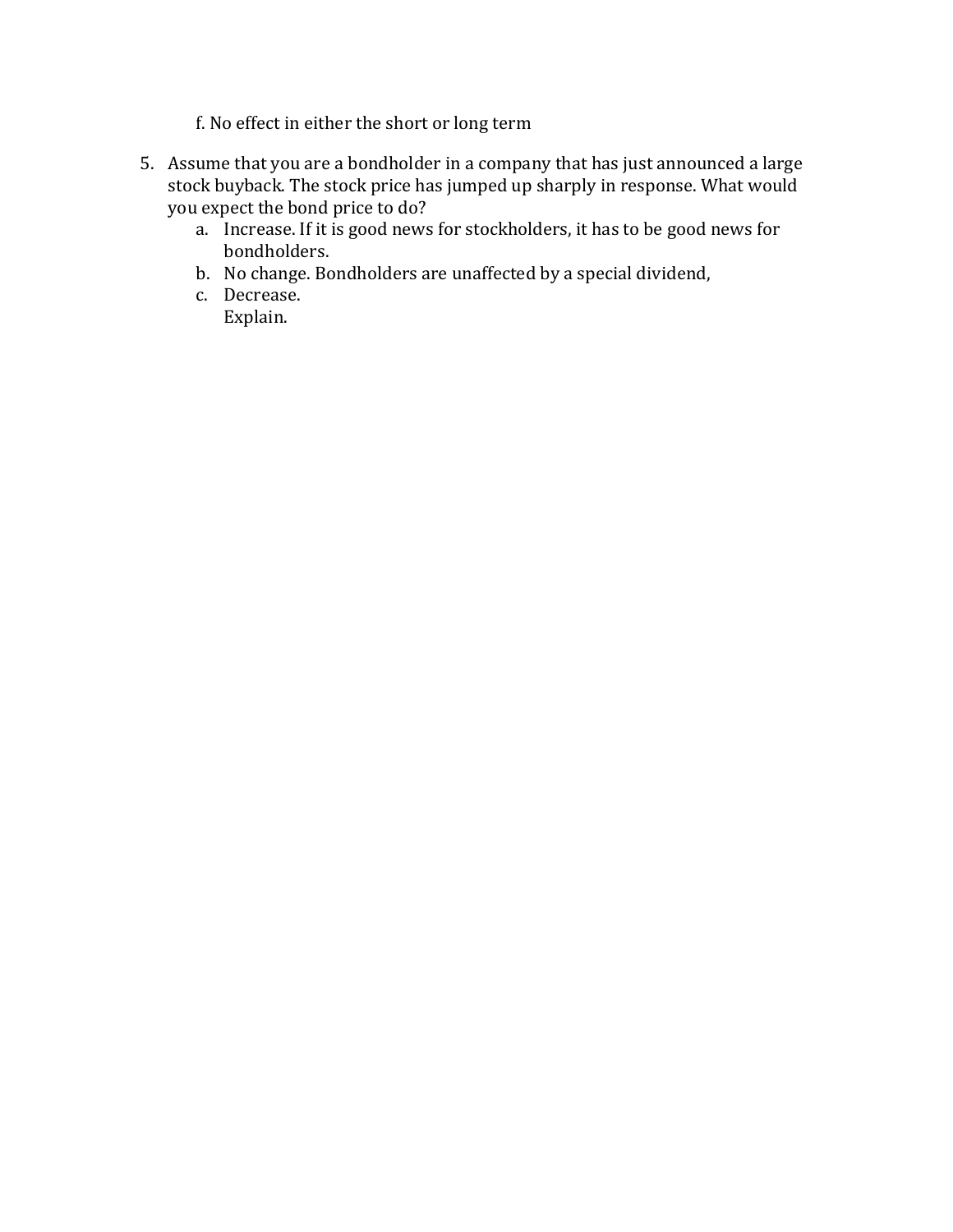f. No effect in either the short or long term

5. Assume that you are a bondholder in a company that has just announced a large stock buyback. The stock price has jumped up sharply in response. What would you expect the bond price to do?
    a. Increase. If it is good news for stockholders, it has to be good news for bondholders.
    b. No change. Bondholders are unaffected by a special dividend,
    c. Decrease.
       Explain.